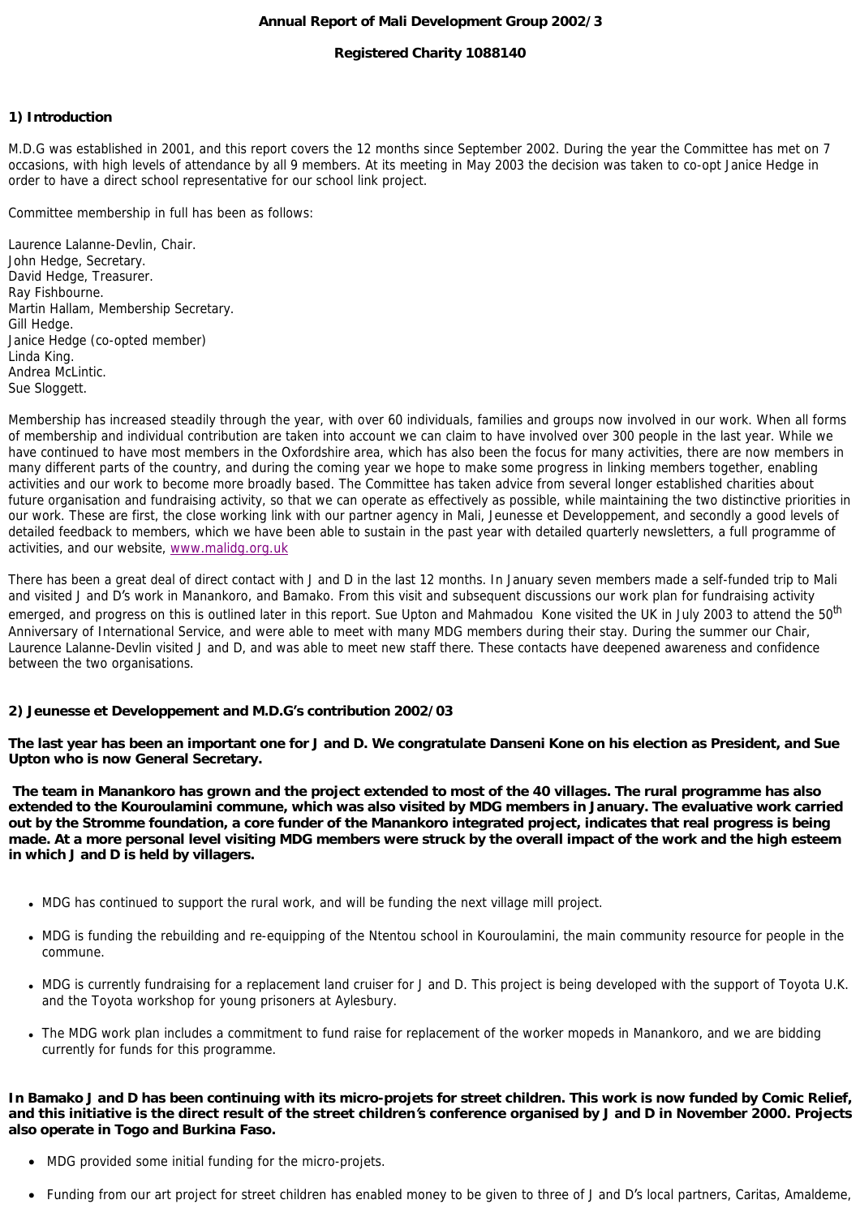**Annual Report of Mali Development Group 2002/3**

**Registered Charity 1088140**

## 1) Introduction

M.D.G was established in 2001, and this report covers the 12 months since September 2002. During the year the Committee has met on 7 occasions, with high levels of attendance by all 9 members. At its meeting in May 2003 the decision was taken to co-opt Janice Hedge in order to have a direct school representative for our school link project.

Committee membership in full has been as follows:

Laurence Lalanne-Devlin, Chair.
John Hedge, Secretary.
David Hedge, Treasurer.
Ray Fishbourne.
Martin Hallam, Membership Secretary.
Gill Hedge.
Janice Hedge (co-opted member)
Linda King.
Andrea McLintic.
Sue Sloggett.

Membership has increased steadily through the year, with over 60 individuals, families and groups now involved in our work. When all forms of membership and individual contribution are taken into account we can claim to have involved over 300 people in the last year. While we have continued to have most members in the Oxfordshire area, which has also been the focus for many activities, there are now members in many different parts of the country, and during the coming year we hope to make some progress in linking members together, enabling activities and our work to become more broadly based. The Committee has taken advice from several longer established charities about future organisation and fundraising activity, so that we can operate as effectively as possible, while maintaining the two distinctive priorities in our work. These are first, the close working link with our partner agency in Mali, Jeunesse et Developpement, and secondly a good levels of detailed feedback to members, which we have been able to sustain in the past year with detailed quarterly newsletters, a full programme of activities, and our website, www.malidg.org.uk

There has been a great deal of direct contact with J and D in the last 12 months. In January seven members made a self-funded trip to Mali and visited J and D's work in Manankoro, and Bamako. From this visit and subsequent discussions our work plan for fundraising activity emerged, and progress on this is outlined later in this report. Sue Upton and Mahmadou Kone visited the UK in July 2003 to attend the 50th Anniversary of International Service, and were able to meet with many MDG members during their stay. During the summer our Chair, Laurence Lalanne-Devlin visited J and D, and was able to meet new staff there. These contacts have deepened awareness and confidence between the two organisations.

## 2) Jeunesse et Developpement and M.D.G's contribution 2002/03

**The last year has been an important one for J and D. We congratulate Danseni Kone on his election as President, and Sue Upton who is now General Secretary.**

**The team in Manankoro has grown and the project extended to most of the 40 villages. The rural programme has also extended to the Kouroulamini commune, which was also visited by MDG members in January. The evaluative work carried out by the Stromme foundation, a core funder of the Manankoro integrated project, indicates that real progress is being made. At a more personal level visiting MDG members were struck by the overall impact of the work and the high esteem in which J and D is held by villagers.**

- MDG has continued to support the rural work, and will be funding the next village mill project.
- MDG is funding the rebuilding and re-equipping of the Ntentou school in Kouroulamini, the main community resource for people in the commune.
- MDG is currently fundraising for a replacement land cruiser for J and D. This project is being developed with the support of Toyota U.K. and the Toyota workshop for young prisoners at Aylesbury.
- The MDG work plan includes a commitment to fund raise for replacement of the worker mopeds in Manankoro, and we are bidding currently for funds for this programme.

**In Bamako J and D has been continuing with its micro-projets for street children. This work is now funded by Comic Relief, and this initiative is the direct result of the street children's conference organised by J and D in November 2000. Projects also operate in Togo and Burkina Faso.**

- MDG provided some initial funding for the micro-projets.
- Funding from our art project for street children has enabled money to be given to three of J and D's local partners, Caritas, Amaldeme,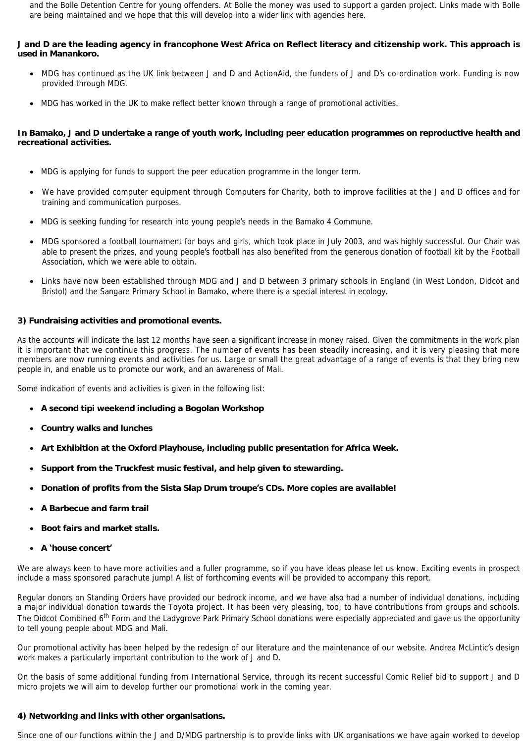and the Bolle Detention Centre for young offenders. At Bolle the money was used to support a garden project. Links made with Bolle are being maintained and we hope that this will develop into a wider link with agencies here.

**J and D are the leading agency in francophone West Africa on Reflect literacy and citizenship work. This approach is used in Manankoro.**

- MDG has continued as the UK link between J and D and ActionAid, the funders of J and D's co-ordination work. Funding is now provided through MDG.
- MDG has worked in the UK to make reflect better known through a range of promotional activities.

**In Bamako, J and D undertake a range of youth work, including peer education programmes on reproductive health and recreational activities.**

- MDG is applying for funds to support the peer education programme in the longer term.
- We have provided computer equipment through Computers for Charity, both to improve facilities at the J and D offices and for training and communication purposes.
- MDG is seeking funding for research into young people's needs in the Bamako 4 Commune.
- MDG sponsored a football tournament for boys and girls, which took place in July 2003, and was highly successful. Our Chair was able to present the prizes, and young people's football has also benefited from the generous donation of football kit by the Football Association, which we were able to obtain.
- Links have now been established through MDG and J and D between 3 primary schools in England (in West London, Didcot and Bristol) and the Sangare Primary School in Bamako, where there is a special interest in ecology.

**3) Fundraising activities and promotional events.**

As the accounts will indicate the last 12 months have seen a significant increase in money raised. Given the commitments in the work plan it is important that we continue this progress. The number of events has been steadily increasing, and it is very pleasing that more members are now running events and activities for us. Large or small the great advantage of a range of events is that they bring new people in, and enable us to promote our work, and an awareness of Mali.

Some indication of events and activities is given in the following list:

- **A second tipi weekend including a Bogolan Workshop**
- **Country walks and lunches**
- **Art Exhibition at the Oxford Playhouse, including public presentation for Africa Week.**
- **Support from the Truckfest music festival, and help given to stewarding.**
- **Donation of profits from the Sista Slap Drum troupe's CDs. More copies are available!**
- **A Barbecue and farm trail**
- **Boot fairs and market stalls.**
- **A 'house concert'**

We are always keen to have more activities and a fuller programme, so if you have ideas please let us know. Exciting events in prospect include a mass sponsored parachute jump! A list of forthcoming events will be provided to accompany this report.

Regular donors on Standing Orders have provided our bedrock income, and we have also had a number of individual donations, including a major individual donation towards the Toyota project. It has been very pleasing, too, to have contributions from groups and schools. The Didcot Combined 6th Form and the Ladygrove Park Primary School donations were especially appreciated and gave us the opportunity to tell young people about MDG and Mali.

Our promotional activity has been helped by the redesign of our literature and the maintenance of our website. Andrea McLintic's design work makes a particularly important contribution to the work of J and D.

On the basis of some additional funding from International Service, through its recent successful Comic Relief bid to support J and D micro projets we will aim to develop further our promotional work in the coming year.

**4) Networking and links with other organisations.**

Since one of our functions within the J and D/MDG partnership is to provide links with UK organisations we have again worked to develop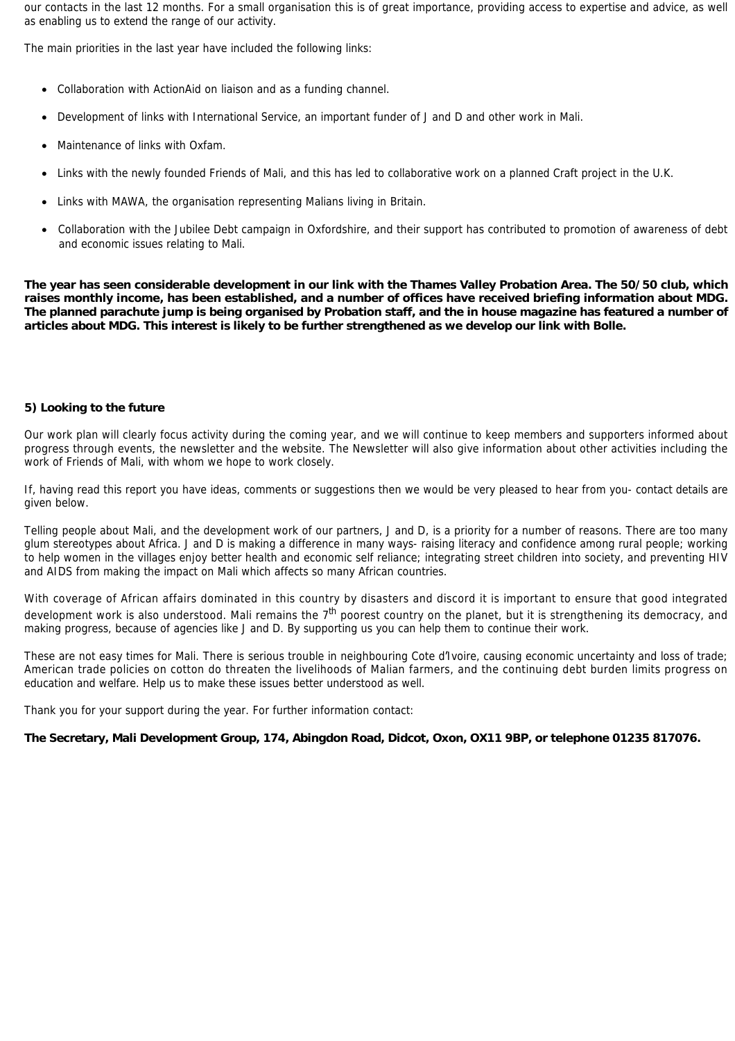our contacts in the last 12 months. For a small organisation this is of great importance, providing access to expertise and advice, as well as enabling us to extend the range of our activity.

The main priorities in the last year have included the following links:

- Collaboration with ActionAid on liaison and as a funding channel.
- Development of links with International Service, an important funder of J and D and other work in Mali.
- Maintenance of links with Oxfam.
- Links with the newly founded Friends of Mali, and this has led to collaborative work on a planned Craft project in the U.K.
- Links with MAWA, the organisation representing Malians living in Britain.
- Collaboration with the Jubilee Debt campaign in Oxfordshire, and their support has contributed to promotion of awareness of debt and economic issues relating to Mali.

**The year has seen considerable development in our link with the Thames Valley Probation Area. The 50/50 club, which raises monthly income, has been established, and a number of offices have received briefing information about MDG. The planned parachute jump is being organised by Probation staff, and the in house magazine has featured a number of articles about MDG. This interest is likely to be further strengthened as we develop our link with Bolle.**

## 5) Looking to the future

Our work plan will clearly focus activity during the coming year, and we will continue to keep members and supporters informed about progress through events, the newsletter and the website. The Newsletter will also give information about other activities including the work of Friends of Mali, with whom we hope to work closely.

If, having read this report you have ideas, comments or suggestions then we would be very pleased to hear from you- contact details are given below.

Telling people about Mali, and the development work of our partners, J and D, is a priority for a number of reasons. There are too many glum stereotypes about Africa. J and D is making a difference in many ways- raising literacy and confidence among rural people; working to help women in the villages enjoy better health and economic self reliance; integrating street children into society, and preventing HIV and AIDS from making the impact on Mali which affects so many African countries.

With coverage of African affairs dominated in this country by disasters and discord it is important to ensure that good integrated development work is also understood. Mali remains the 7th poorest country on the planet, but it is strengthening its democracy, and making progress, because of agencies like J and D. By supporting us you can help them to continue their work.

These are not easy times for Mali. There is serious trouble in neighbouring Cote d'Ivoire, causing economic uncertainty and loss of trade; American trade policies on cotton do threaten the livelihoods of Malian farmers, and the continuing debt burden limits progress on education and welfare. Help us to make these issues better understood as well.

Thank you for your support during the year. For further information contact:

**The Secretary, Mali Development Group, 174, Abingdon Road, Didcot, Oxon, OX11 9BP, or telephone 01235 817076.**